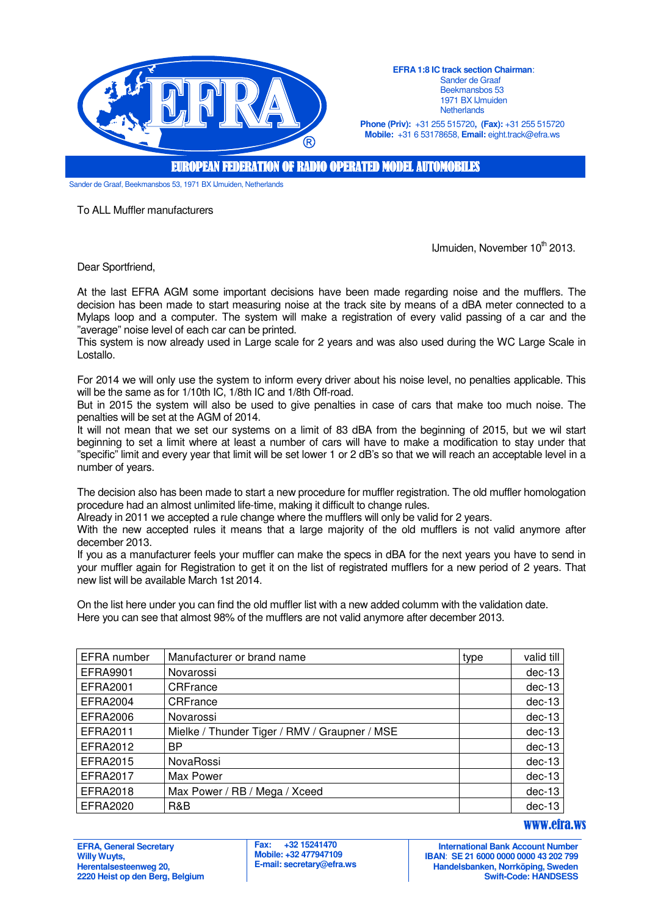EFRA 1:8 IC track section Chairman:
Sander de Graaf
Beekmansbos 53
1971 BX IJmuiden
Netherlands

**Phone (Priv):** +31 255 515720, **(Fax):** +31 255 515720
**Mobile:** +31 6 53178658, **Email:** eight.track@efra.ws

**EUROPEAN FEDERATION OF RADIO OPERATED MODEL AUTOMOBILES**

Sander de Graaf, Beekmansbos 53, 1971 BX IJmuiden, Netherlands

To ALL Muffler manufacturers

IJmuiden, November 10th 2013.

Dear Sportfriend,

At the last EFRA AGM some important decisions have been made regarding noise and the mufflers. The decision has been made to start measuring noise at the track site by means of a dBA meter connected to a Mylaps loop and a computer. The system will make a registration of every valid passing of a car and the "average" noise level of each car can be printed.
This system is now already used in Large scale for 2 years and was also used during the WC Large Scale in Lostallo.

For 2014 we will only use the system to inform every driver about his noise level, no penalties applicable. This will be the same as for 1/10th IC, 1/8th IC and 1/8th Off-road.
But in 2015 the system will also be used to give penalties in case of cars that make too much noise. The penalties will be set at the AGM of 2014.
It will not mean that we set our systems on a limit of 83 dBA from the beginning of 2015, but we wil start beginning to set a limit where at least a number of cars will have to make a modification to stay under that "specific" limit and every year that limit will be set lower 1 or 2 dB's so that we will reach an acceptable level in a number of years.

The decision also has been made to start a new procedure for muffler registration. The old muffler homologation procedure had an almost unlimited life-time, making it difficult to change rules.
Already in 2011 we accepted a rule change where the mufflers will only be valid for 2 years.
With the new accepted rules it means that a large majority of the old mufflers is not valid anymore after december 2013.
If you as a manufacturer feels your muffler can make the specs in dBA for the next years you have to send in your muffler again for Registration to get it on the list of registrated mufflers for a new period of 2 years. That new list will be available March 1st 2014.

On the list here under you can find the old muffler list with a new added columm with the validation date.
Here you can see that almost 98% of the mufflers are not valid anymore after december 2013.

| EFRA number | Manufacturer or brand name | type | valid till |
|---|---|---|---|
| EFRA9901 | Novarossi | | dec-13 |
| EFRA2001 | CRFrance | | dec-13 |
| EFRA2004 | CRFrance | | dec-13 |
| EFRA2006 | Novarossi | | dec-13 |
| EFRA2011 | Mielke / Thunder Tiger / RMV / Graupner / MSE | | dec-13 |
| EFRA2012 | BP | | dec-13 |
| EFRA2015 | NovaRossi | | dec-13 |
| EFRA2017 | Max Power | | dec-13 |
| EFRA2018 | Max Power / RB / Mega / Xceed | | dec-13 |
| EFRA2020 | R&B | | dec-13 |

www.efra.ws

**EFRA, General Secretary**
**Willy Wuyts,**
**Herentalsesteenweg 20,**
**2220 Heist op den Berg, Belgium**

**Fax: +32 15241470**
**Mobile: +32 477947109**
**E-mail: secretary@efra.ws**

**International Bank Account Number**
**IBAN: SE 21 6000 0000 0000 43 202 799**
**Handelsbanken, Norrköping, Sweden**
**Swift-Code: HANDSESS**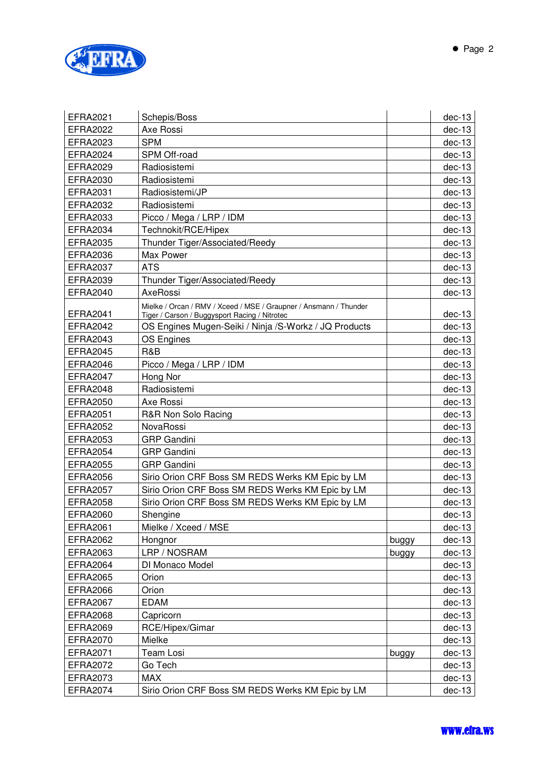| | | | |
|---|---|---|---|
| EFRA2021 | Schepis/Boss | | dec-13 |
| EFRA2022 | Axe Rossi | | dec-13 |
| EFRA2023 | SPM | | dec-13 |
| EFRA2024 | SPM Off-road | | dec-13 |
| EFRA2029 | Radiosistemi | | dec-13 |
| EFRA2030 | Radiosistemi | | dec-13 |
| EFRA2031 | Radiosistemi/JP | | dec-13 |
| EFRA2032 | Radiosistemi | | dec-13 |
| EFRA2033 | Picco / Mega / LRP / IDM | | dec-13 |
| EFRA2034 | Technokit/RCE/Hipex | | dec-13 |
| EFRA2035 | Thunder Tiger/Associated/Reedy | | dec-13 |
| EFRA2036 | Max Power | | dec-13 |
| EFRA2037 | ATS | | dec-13 |
| EFRA2039 | Thunder Tiger/Associated/Reedy | | dec-13 |
| EFRA2040 | AxeRossi | | dec-13 |
| EFRA2041 | Mielke / Orcan / RMV / Xceed / MSE / Graupner / Ansmann / Thunder Tiger / Carson / Buggysport Racing / Nitrotec | | dec-13 |
| EFRA2042 | OS Engines Mugen-Seiki / Ninja /S-Workz / JQ Products | | dec-13 |
| EFRA2043 | OS Engines | | dec-13 |
| EFRA2045 | R&B | | dec-13 |
| EFRA2046 | Picco / Mega / LRP / IDM | | dec-13 |
| EFRA2047 | Hong Nor | | dec-13 |
| EFRA2048 | Radiosistemi | | dec-13 |
| EFRA2050 | Axe Rossi | | dec-13 |
| EFRA2051 | R&R Non Solo Racing | | dec-13 |
| EFRA2052 | NovaRossi | | dec-13 |
| EFRA2053 | GRP Gandini | | dec-13 |
| EFRA2054 | GRP Gandini | | dec-13 |
| EFRA2055 | GRP Gandini | | dec-13 |
| EFRA2056 | Sirio Orion CRF Boss SM REDS Werks KM Epic by LM | | dec-13 |
| EFRA2057 | Sirio Orion CRF Boss SM REDS Werks KM Epic by LM | | dec-13 |
| EFRA2058 | Sirio Orion CRF Boss SM REDS Werks KM Epic by LM | | dec-13 |
| EFRA2060 | Shengine | | dec-13 |
| EFRA2061 | Mielke / Xceed / MSE | | dec-13 |
| EFRA2062 | Hongnor | buggy | dec-13 |
| EFRA2063 | LRP / NOSRAM | buggy | dec-13 |
| EFRA2064 | DI Monaco Model | | dec-13 |
| EFRA2065 | Orion | | dec-13 |
| EFRA2066 | Orion | | dec-13 |
| EFRA2067 | EDAM | | dec-13 |
| EFRA2068 | Capricorn | | dec-13 |
| EFRA2069 | RCE/Hipex/Gimar | | dec-13 |
| EFRA2070 | Mielke | | dec-13 |
| EFRA2071 | Team Losi | buggy | dec-13 |
| EFRA2072 | Go Tech | | dec-13 |
| EFRA2073 | MAX | | dec-13 |
| EFRA2074 | Sirio Orion CRF Boss SM REDS Werks KM Epic by LM | | dec-13 |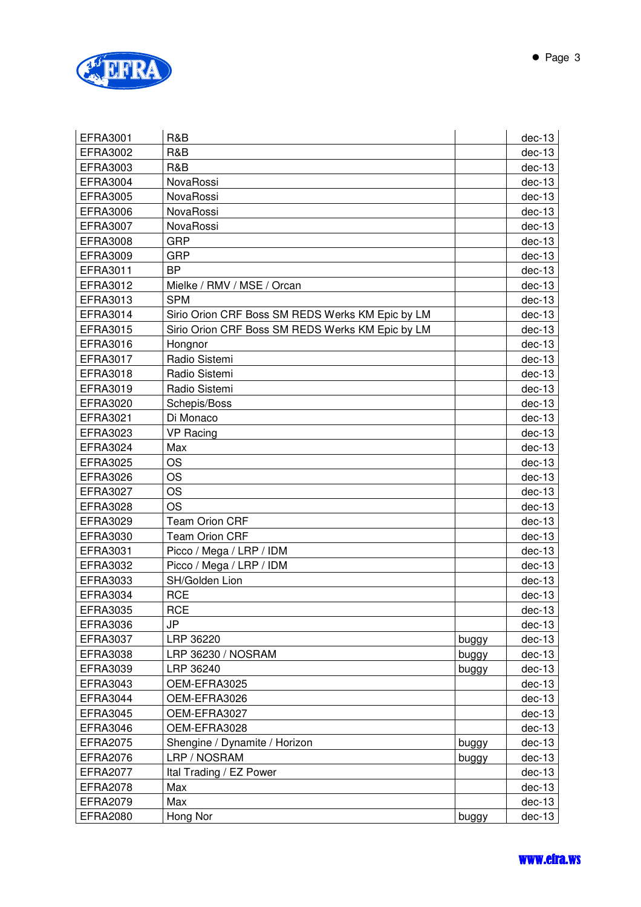| | | | |
|---|---|---|---|
| EFRA3001 | R&B | | dec-13 |
| EFRA3002 | R&B | | dec-13 |
| EFRA3003 | R&B | | dec-13 |
| EFRA3004 | NovaRossi | | dec-13 |
| EFRA3005 | NovaRossi | | dec-13 |
| EFRA3006 | NovaRossi | | dec-13 |
| EFRA3007 | NovaRossi | | dec-13 |
| EFRA3008 | GRP | | dec-13 |
| EFRA3009 | GRP | | dec-13 |
| EFRA3011 | BP | | dec-13 |
| EFRA3012 | Mielke / RMV / MSE / Orcan | | dec-13 |
| EFRA3013 | SPM | | dec-13 |
| EFRA3014 | Sirio Orion CRF Boss SM REDS Werks KM Epic by LM | | dec-13 |
| EFRA3015 | Sirio Orion CRF Boss SM REDS Werks KM Epic by LM | | dec-13 |
| EFRA3016 | Hongnor | | dec-13 |
| EFRA3017 | Radio Sistemi | | dec-13 |
| EFRA3018 | Radio Sistemi | | dec-13 |
| EFRA3019 | Radio Sistemi | | dec-13 |
| EFRA3020 | Schepis/Boss | | dec-13 |
| EFRA3021 | Di Monaco | | dec-13 |
| EFRA3023 | VP Racing | | dec-13 |
| EFRA3024 | Max | | dec-13 |
| EFRA3025 | OS | | dec-13 |
| EFRA3026 | OS | | dec-13 |
| EFRA3027 | OS | | dec-13 |
| EFRA3028 | OS | | dec-13 |
| EFRA3029 | Team Orion CRF | | dec-13 |
| EFRA3030 | Team Orion CRF | | dec-13 |
| EFRA3031 | Picco / Mega / LRP / IDM | | dec-13 |
| EFRA3032 | Picco / Mega / LRP / IDM | | dec-13 |
| EFRA3033 | SH/Golden Lion | | dec-13 |
| EFRA3034 | RCE | | dec-13 |
| EFRA3035 | RCE | | dec-13 |
| EFRA3036 | JP | | dec-13 |
| EFRA3037 | LRP 36220 | buggy | dec-13 |
| EFRA3038 | LRP 36230 / NOSRAM | buggy | dec-13 |
| EFRA3039 | LRP 36240 | buggy | dec-13 |
| EFRA3043 | OEM-EFRA3025 | | dec-13 |
| EFRA3044 | OEM-EFRA3026 | | dec-13 |
| EFRA3045 | OEM-EFRA3027 | | dec-13 |
| EFRA3046 | OEM-EFRA3028 | | dec-13 |
| EFRA2075 | Shengine / Dynamite / Horizon | buggy | dec-13 |
| EFRA2076 | LRP / NOSRAM | buggy | dec-13 |
| EFRA2077 | Ital Trading / EZ Power | | dec-13 |
| EFRA2078 | Max | | dec-13 |
| EFRA2079 | Max | | dec-13 |
| EFRA2080 | Hong Nor | buggy | dec-13 |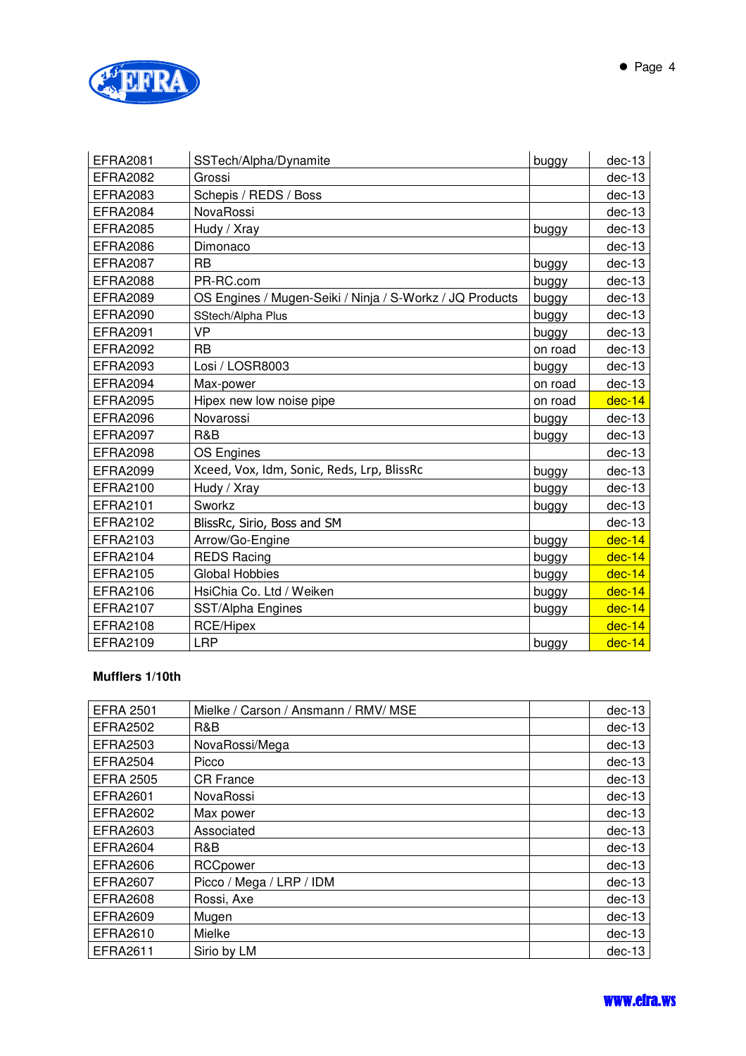| | | | |
|---|---|---|---|
| EFRA2081 | SSTech/Alpha/Dynamite | buggy | dec-13 |
| EFRA2082 | Grossi | | dec-13 |
| EFRA2083 | Schepis / REDS / Boss | | dec-13 |
| EFRA2084 | NovaRossi | | dec-13 |
| EFRA2085 | Hudy / Xray | buggy | dec-13 |
| EFRA2086 | Dimonaco | | dec-13 |
| EFRA2087 | RB | buggy | dec-13 |
| EFRA2088 | PR-RC.com | buggy | dec-13 |
| EFRA2089 | OS Engines / Mugen-Seiki / Ninja / S-Workz / JQ Products | buggy | dec-13 |
| EFRA2090 | SStech/Alpha Plus | buggy | dec-13 |
| EFRA2091 | VP | buggy | dec-13 |
| EFRA2092 | RB | on road | dec-13 |
| EFRA2093 | Losi / LOSR8003 | buggy | dec-13 |
| EFRA2094 | Max-power | on road | dec-13 |
| EFRA2095 | Hipex new low noise pipe | on road | dec-14 |
| EFRA2096 | Novarossi | buggy | dec-13 |
| EFRA2097 | R&B | buggy | dec-13 |
| EFRA2098 | OS Engines | | dec-13 |
| EFRA2099 | Xceed, Vox, Idm, Sonic, Reds, Lrp, BlissRc | buggy | dec-13 |
| EFRA2100 | Hudy / Xray | buggy | dec-13 |
| EFRA2101 | Sworkz | buggy | dec-13 |
| EFRA2102 | BlissRc, Sirio, Boss and SM | | dec-13 |
| EFRA2103 | Arrow/Go-Engine | buggy | dec-14 |
| EFRA2104 | REDS Racing | buggy | dec-14 |
| EFRA2105 | Global Hobbies | buggy | dec-14 |
| EFRA2106 | HsiChia Co. Ltd / Weiken | buggy | dec-14 |
| EFRA2107 | SST/Alpha Engines | buggy | dec-14 |
| EFRA2108 | RCE/Hipex | | dec-14 |
| EFRA2109 | LRP | buggy | dec-14 |

**Mufflers 1/10th**

| | | | |
|---|---|---|---|
| EFRA 2501 | Mielke / Carson / Ansmann / RMV/ MSE | | dec-13 |
| EFRA2502 | R&B | | dec-13 |
| EFRA2503 | NovaRossi/Mega | | dec-13 |
| EFRA2504 | Picco | | dec-13 |
| EFRA 2505 | CR France | | dec-13 |
| EFRA2601 | NovaRossi | | dec-13 |
| EFRA2602 | Max power | | dec-13 |
| EFRA2603 | Associated | | dec-13 |
| EFRA2604 | R&B | | dec-13 |
| EFRA2606 | RCCpower | | dec-13 |
| EFRA2607 | Picco / Mega / LRP / IDM | | dec-13 |
| EFRA2608 | Rossi, Axe | | dec-13 |
| EFRA2609 | Mugen | | dec-13 |
| EFRA2610 | Mielke | | dec-13 |
| EFRA2611 | Sirio by LM | | dec-13 |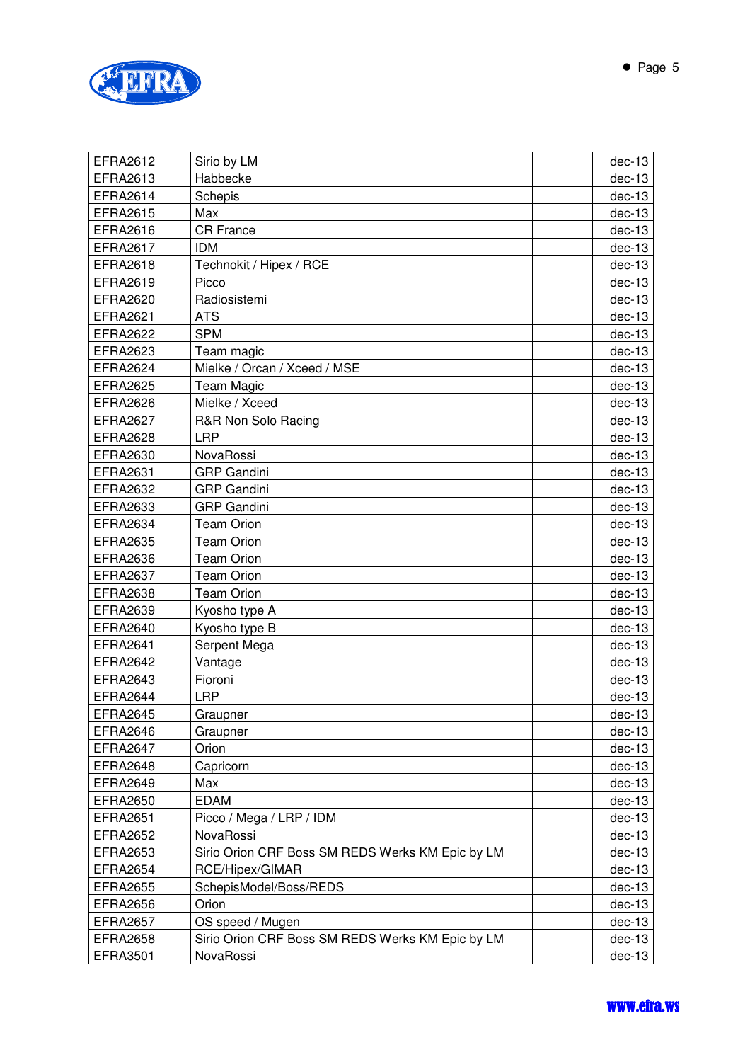| | | | |
|---|---|---|---|
| EFRA2612 | Sirio by LM | | dec-13 |
| EFRA2613 | Habbecke | | dec-13 |
| EFRA2614 | Schepis | | dec-13 |
| EFRA2615 | Max | | dec-13 |
| EFRA2616 | CR France | | dec-13 |
| EFRA2617 | IDM | | dec-13 |
| EFRA2618 | Technokit / Hipex / RCE | | dec-13 |
| EFRA2619 | Picco | | dec-13 |
| EFRA2620 | Radiosistemi | | dec-13 |
| EFRA2621 | ATS | | dec-13 |
| EFRA2622 | SPM | | dec-13 |
| EFRA2623 | Team magic | | dec-13 |
| EFRA2624 | Mielke / Orcan / Xceed / MSE | | dec-13 |
| EFRA2625 | Team Magic | | dec-13 |
| EFRA2626 | Mielke / Xceed | | dec-13 |
| EFRA2627 | R&R Non Solo Racing | | dec-13 |
| EFRA2628 | LRP | | dec-13 |
| EFRA2630 | NovaRossi | | dec-13 |
| EFRA2631 | GRP Gandini | | dec-13 |
| EFRA2632 | GRP Gandini | | dec-13 |
| EFRA2633 | GRP Gandini | | dec-13 |
| EFRA2634 | Team Orion | | dec-13 |
| EFRA2635 | Team Orion | | dec-13 |
| EFRA2636 | Team Orion | | dec-13 |
| EFRA2637 | Team Orion | | dec-13 |
| EFRA2638 | Team Orion | | dec-13 |
| EFRA2639 | Kyosho type A | | dec-13 |
| EFRA2640 | Kyosho type B | | dec-13 |
| EFRA2641 | Serpent Mega | | dec-13 |
| EFRA2642 | Vantage | | dec-13 |
| EFRA2643 | Fioroni | | dec-13 |
| EFRA2644 | LRP | | dec-13 |
| EFRA2645 | Graupner | | dec-13 |
| EFRA2646 | Graupner | | dec-13 |
| EFRA2647 | Orion | | dec-13 |
| EFRA2648 | Capricorn | | dec-13 |
| EFRA2649 | Max | | dec-13 |
| EFRA2650 | EDAM | | dec-13 |
| EFRA2651 | Picco / Mega / LRP / IDM | | dec-13 |
| EFRA2652 | NovaRossi | | dec-13 |
| EFRA2653 | Sirio Orion CRF Boss SM REDS Werks KM Epic by LM | | dec-13 |
| EFRA2654 | RCE/Hipex/GIMAR | | dec-13 |
| EFRA2655 | SchepisModel/Boss/REDS | | dec-13 |
| EFRA2656 | Orion | | dec-13 |
| EFRA2657 | OS speed / Mugen | | dec-13 |
| EFRA2658 | Sirio Orion CRF Boss SM REDS Werks KM Epic by LM | | dec-13 |
| EFRA3501 | NovaRossi | | dec-13 |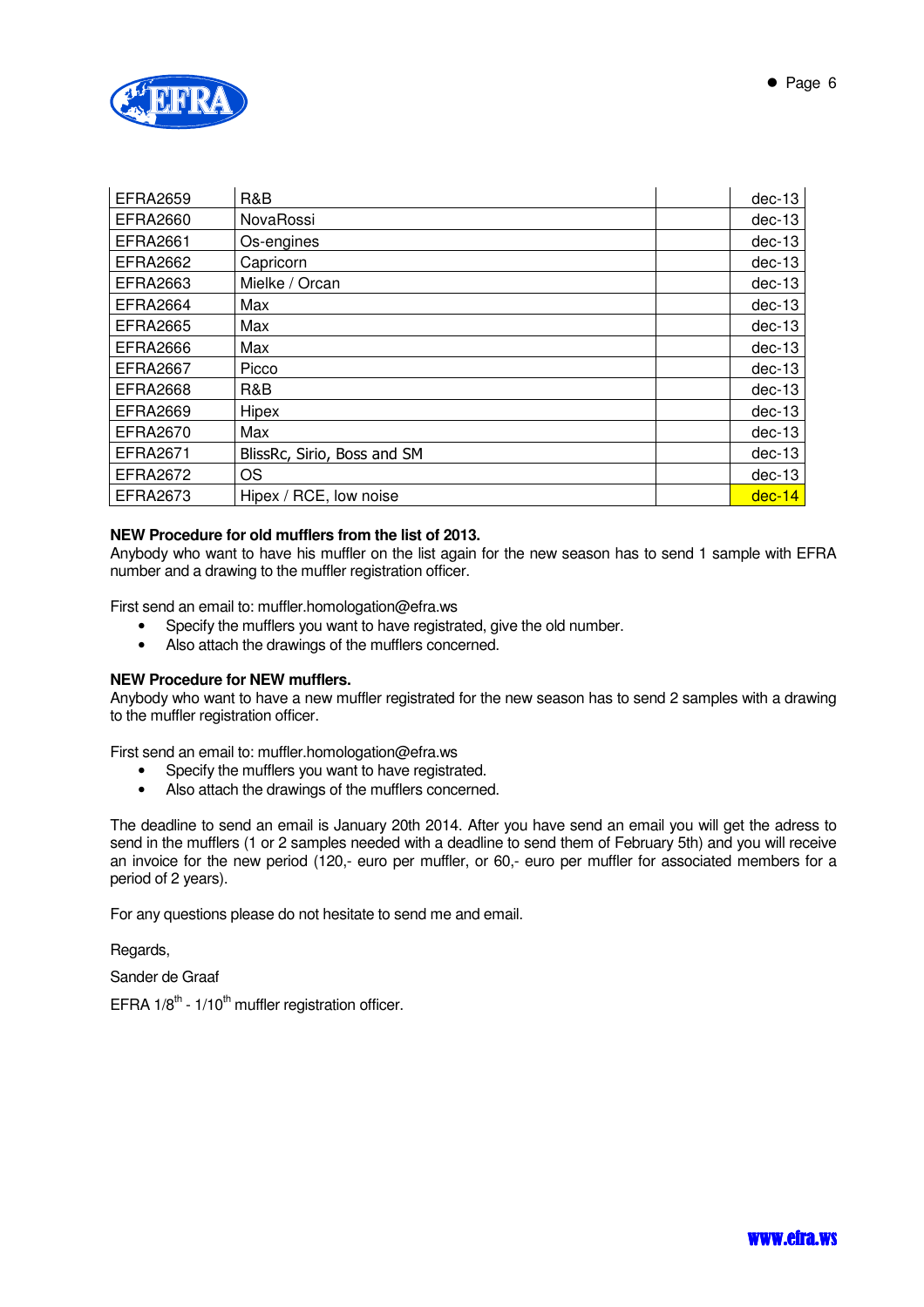| | | | |
|---|---|---|---|
| EFRA2659 | R&B | | dec-13 |
| EFRA2660 | NovaRossi | | dec-13 |
| EFRA2661 | Os-engines | | dec-13 |
| EFRA2662 | Capricorn | | dec-13 |
| EFRA2663 | Mielke / Orcan | | dec-13 |
| EFRA2664 | Max | | dec-13 |
| EFRA2665 | Max | | dec-13 |
| EFRA2666 | Max | | dec-13 |
| EFRA2667 | Picco | | dec-13 |
| EFRA2668 | R&B | | dec-13 |
| EFRA2669 | Hipex | | dec-13 |
| EFRA2670 | Max | | dec-13 |
| EFRA2671 | BlissRc, Sirio, Boss and SM | | dec-13 |
| EFRA2672 | OS | | dec-13 |
| EFRA2673 | Hipex / RCE, low noise | | dec-14 |

**NEW Procedure for old mufflers from the list of 2013.**
Anybody who want to have his muffler on the list again for the new season has to send 1 sample with EFRA number and a drawing to the muffler registration officer.

First send an email to: muffler.homologation@efra.ws

- Specify the mufflers you want to have registrated, give the old number.
- Also attach the drawings of the mufflers concerned.

**NEW Procedure for NEW mufflers.**
Anybody who want to have a new muffler registrated for the new season has to send 2 samples with a drawing to the muffler registration officer.

First send an email to: muffler.homologation@efra.ws

- Specify the mufflers you want to have registrated.
- Also attach the drawings of the mufflers concerned.

The deadline to send an email is January 20th 2014. After you have send an email you will get the adress to send in the mufflers (1 or 2 samples needed with a deadline to send them of February 5th) and you will receive an invoice for the new period (120,- euro per muffler, or 60,- euro per muffler for associated members for a period of 2 years).

For any questions please do not hesitate to send me and email.

Regards,

Sander de Graaf

EFRA 1/8th - 1/10th muffler registration officer.